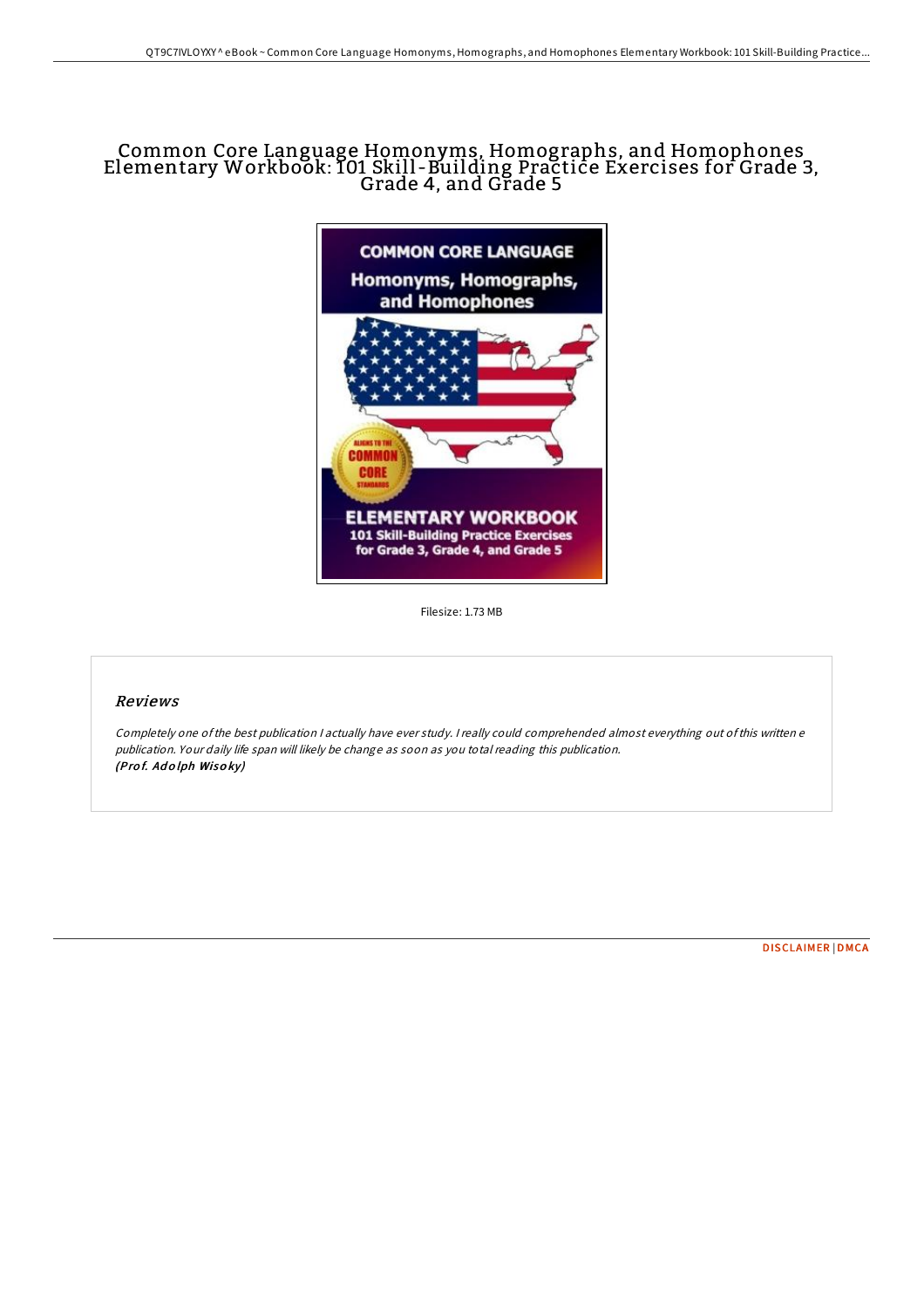# Common Core Language Homonyms, Homographs, and Homophones Elementary Workbook: 101 Skill-Building Practice Exercises for Grade 3, Grade 4, and Grade 5

Filesize: 1.73 MB

## Reviews

*Completely one of the best publication I actually have ever study. I really could comprehended almost everything out of this written e publication. Your daily life span will likely be change as soon as you total reading this publication.*
***(Prof. Adolph Wisoky)***

DISCLAIMER | DMCA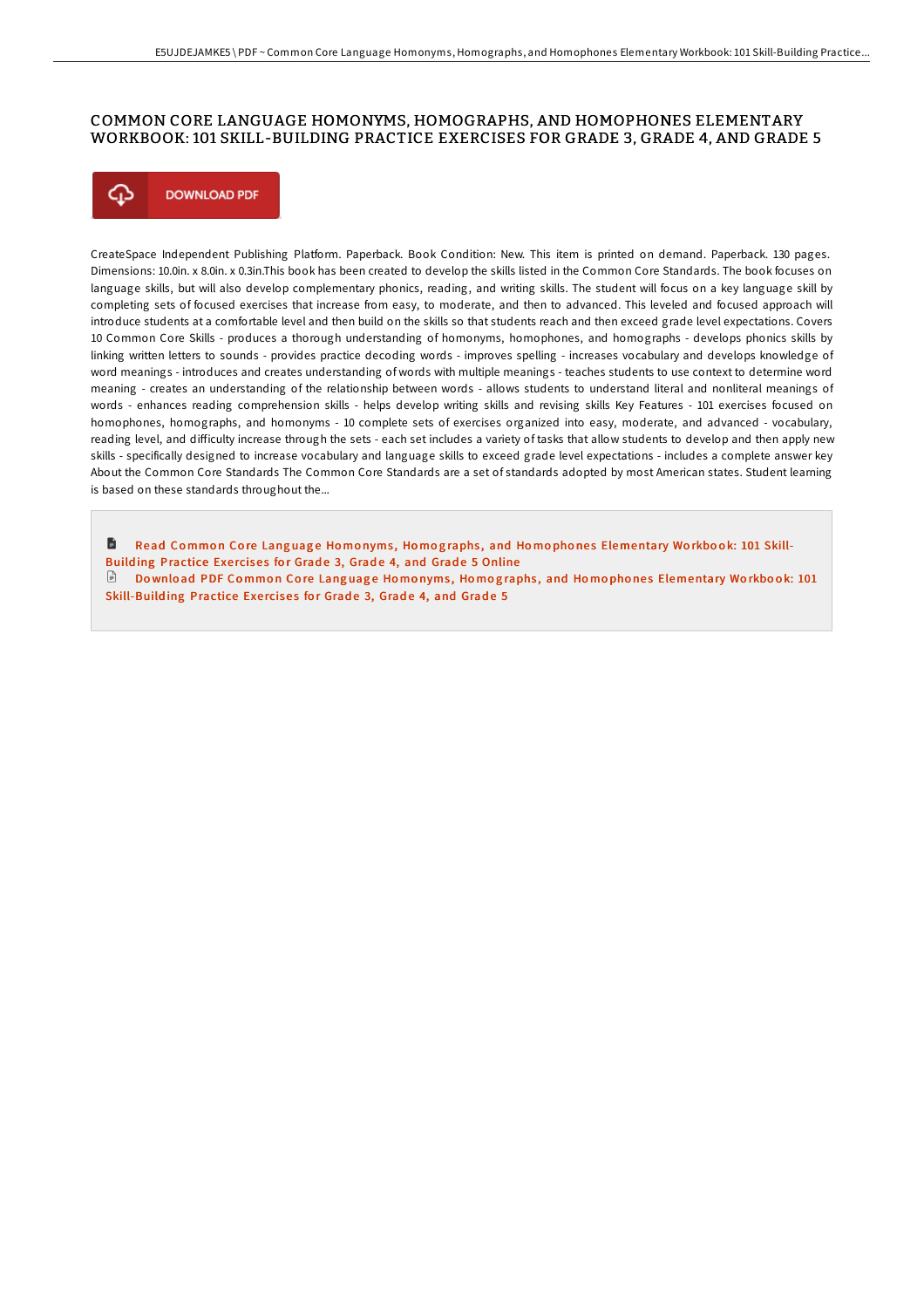# COMMON CORE LANGUAGE HOMONYMS, HOMOGRAPHS, AND HOMOPHONES ELEMENTARY WORKBOOK: 101 SKILL-BUILDING PRACTICE EXERCISES FOR GRADE 3, GRADE 4, AND GRADE 5

DOWNLOAD PDF

CreateSpace Independent Publishing Platform. Paperback. Book Condition: New. This item is printed on demand. Paperback. 130 pages. Dimensions: 10.0in. x 8.0in. x 0.3in.This book has been created to develop the skills listed in the Common Core Standards. The book focuses on language skills, but will also develop complementary phonics, reading, and writing skills. The student will focus on a key language skill by completing sets of focused exercises that increase from easy, to moderate, and then to advanced. This leveled and focused approach will introduce students at a comfortable level and then build on the skills so that students reach and then exceed grade level expectations. Covers 10 Common Core Skills - produces a thorough understanding of homonyms, homophones, and homographs - develops phonics skills by linking written letters to sounds - provides practice decoding words - improves spelling - increases vocabulary and develops knowledge of word meanings - introduces and creates understanding of words with multiple meanings - teaches students to use context to determine word meaning - creates an understanding of the relationship between words - allows students to understand literal and nonliteral meanings of words - enhances reading comprehension skills - helps develop writing skills and revising skills Key Features - 101 exercises focused on homophones, homographs, and homonyms - 10 complete sets of exercises organized into easy, moderate, and advanced - vocabulary, reading level, and difficulty increase through the sets - each set includes a variety of tasks that allow students to develop and then apply new skills - specifically designed to increase vocabulary and language skills to exceed grade level expectations - includes a complete answer key About the Common Core Standards The Common Core Standards are a set of standards adopted by most American states. Student learning is based on these standards throughout the...

Read Common Core Language Homonyms, Homographs, and Homophones Elementary Workbook: 101 Skill-Building Practice Exercises for Grade 3, Grade 4, and Grade 5 Online

Download PDF Common Core Language Homonyms, Homographs, and Homophones Elementary Workbook: 101 Skill-Building Practice Exercises for Grade 3, Grade 4, and Grade 5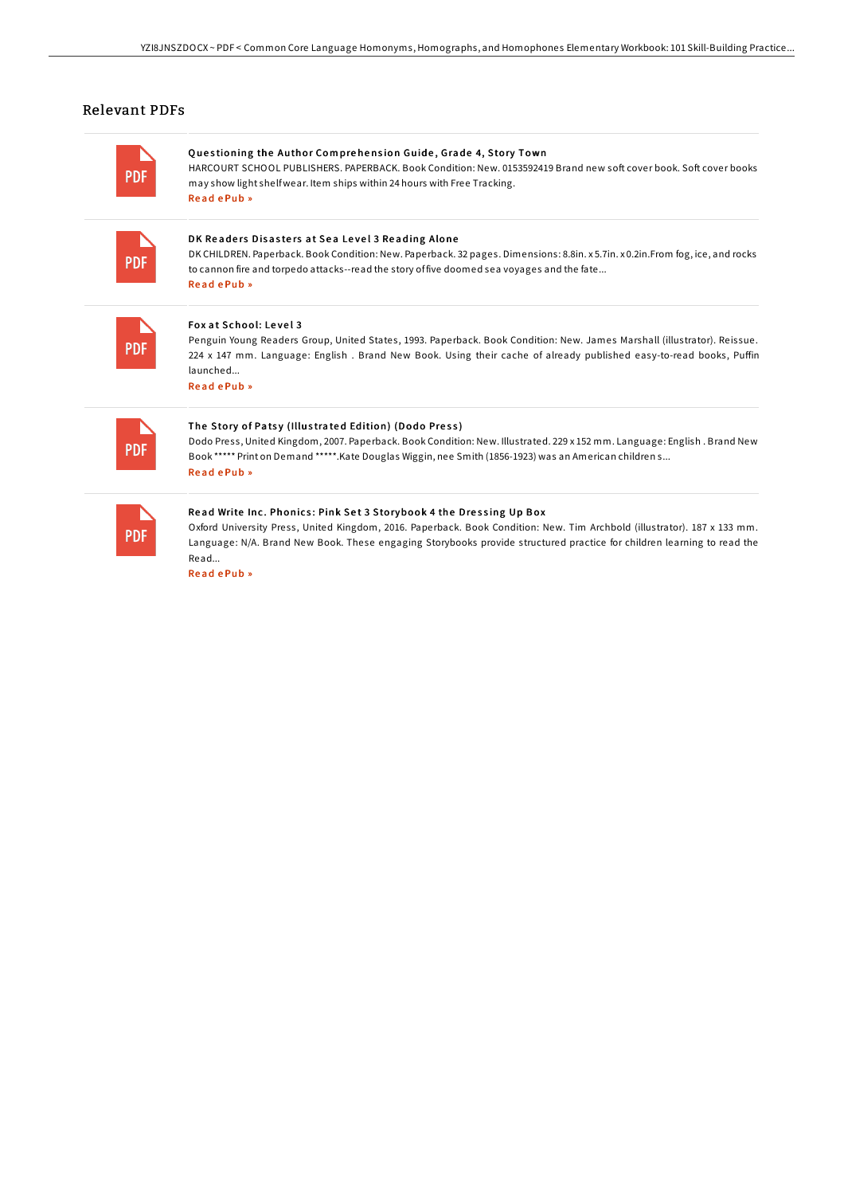## Relevant PDFs

### Questioning the Author Comprehension Guide, Grade 4, Story Town

HARCOURT SCHOOL PUBLISHERS. PAPERBACK. Book Condition: New. 0153592419 Brand new soft cover book. Soft cover books may show light shelf wear. Item ships within 24 hours with Free Tracking.

Read ePub »

### DK Readers Disasters at Sea Level 3 Reading Alone

DK CHILDREN. Paperback. Book Condition: New. Paperback. 32 pages. Dimensions: 8.8in. x 5.7in. x 0.2in.From fog, ice, and rocks to cannon fire and torpedo attacks--read the story of five doomed sea voyages and the fate...

Read ePub »

### Fox at School: Level 3

Penguin Young Readers Group, United States, 1993. Paperback. Book Condition: New. James Marshall (illustrator). Reissue. 224 x 147 mm. Language: English . Brand New Book. Using their cache of already published easy-to-read books, Puffin launched...

Read ePub »

### The Story of Patsy (Illustrated Edition) (Dodo Press)

Dodo Press, United Kingdom, 2007. Paperback. Book Condition: New. Illustrated. 229 x 152 mm. Language: English . Brand New Book ***** Print on Demand *****.Kate Douglas Wiggin, nee Smith (1856-1923) was an American children s...

Read ePub »

### Read Write Inc. Phonics: Pink Set 3 Storybook 4 the Dressing Up Box

Oxford University Press, United Kingdom, 2016. Paperback. Book Condition: New. Tim Archbold (illustrator). 187 x 133 mm. Language: N/A. Brand New Book. These engaging Storybooks provide structured practice for children learning to read the Read...

Read ePub »